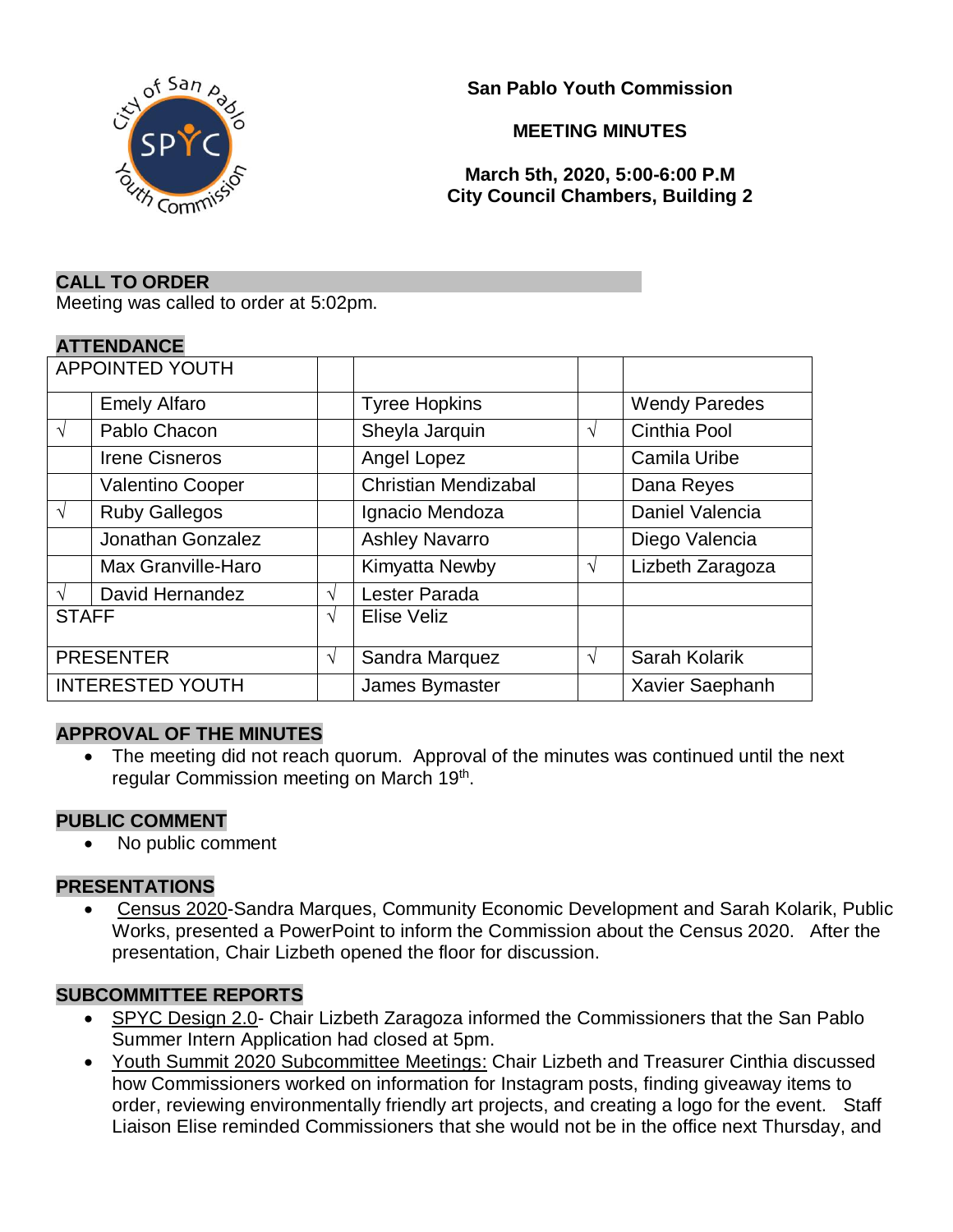**San Pablo Youth Commission**

**MEETING MINUTES**

**March 5th, 2020, 5:00-6:00 P.M**
**City Council Chambers, Building 2**

## CALL TO ORDER

Meeting was called to order at 5:02pm.

## ATTENDANCE

| APPOINTED YOUTH | | | | | |
|---|---|---|---|---|---|
| | Emely Alfaro | | Tyree Hopkins | | Wendy Paredes |
| √ | Pablo Chacon | | Sheyla Jarquin | √ | Cinthia Pool |
| | Irene Cisneros | | Angel Lopez | | Camila Uribe |
| | Valentino Cooper | | Christian Mendizabal | | Dana Reyes |
| √ | Ruby Gallegos | | Ignacio Mendoza | | Daniel Valencia |
| | Jonathan Gonzalez | | Ashley Navarro | | Diego Valencia |
| | Max Granville-Haro | | Kimyatta Newby | √ | Lizbeth Zaragoza |
| √ | David Hernandez | √ | Lester Parada | | |
| STAFF | | √ | Elise Veliz | | |
| PRESENTER | | √ | Sandra Marquez | √ | Sarah Kolarik |
| INTERESTED YOUTH | | | James Bymaster | | Xavier Saephanh |

## APPROVAL OF THE MINUTES

- The meeting did not reach quorum. Approval of the minutes was continued until the next regular Commission meeting on March 19th.

## PUBLIC COMMENT

- No public comment

## PRESENTATIONS

- Census 2020-Sandra Marques, Community Economic Development and Sarah Kolarik, Public Works, presented a PowerPoint to inform the Commission about the Census 2020. After the presentation, Chair Lizbeth opened the floor for discussion.

## SUBCOMMITTEE REPORTS

- SPYC Design 2.0- Chair Lizbeth Zaragoza informed the Commissioners that the San Pablo Summer Intern Application had closed at 5pm.
- Youth Summit 2020 Subcommittee Meetings: Chair Lizbeth and Treasurer Cinthia discussed how Commissioners worked on information for Instagram posts, finding giveaway items to order, reviewing environmentally friendly art projects, and creating a logo for the event. Staff Liaison Elise reminded Commissioners that she would not be in the office next Thursday, and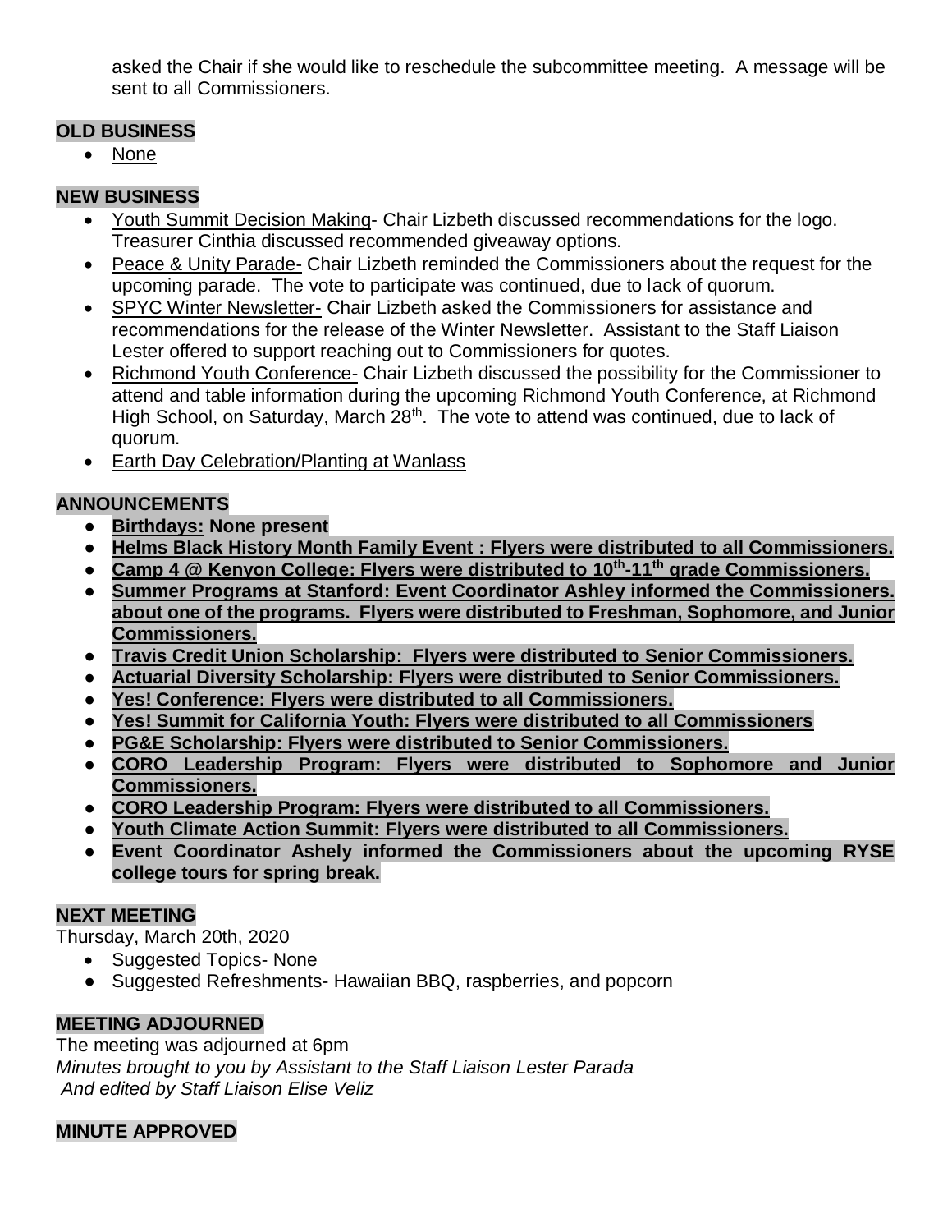asked the Chair if she would like to reschedule the subcommittee meeting. A message will be sent to all Commissioners.

**OLD BUSINESS**

- None

**NEW BUSINESS**

- Youth Summit Decision Making- Chair Lizbeth discussed recommendations for the logo. Treasurer Cinthia discussed recommended giveaway options.
- Peace & Unity Parade- Chair Lizbeth reminded the Commissioners about the request for the upcoming parade. The vote to participate was continued, due to lack of quorum.
- SPYC Winter Newsletter- Chair Lizbeth asked the Commissioners for assistance and recommendations for the release of the Winter Newsletter. Assistant to the Staff Liaison Lester offered to support reaching out to Commissioners for quotes.
- Richmond Youth Conference- Chair Lizbeth discussed the possibility for the Commissioner to attend and table information during the upcoming Richmond Youth Conference, at Richmond High School, on Saturday, March 28th. The vote to attend was continued, due to lack of quorum.
- Earth Day Celebration/Planting at Wanlass

**ANNOUNCEMENTS**

- **Birthdays: None present**
- **Helms Black History Month Family Event : Flyers were distributed to all Commissioners.**
- **Camp 4 @ Kenyon College: Flyers were distributed to 10th-11th grade Commissioners.**
- **Summer Programs at Stanford: Event Coordinator Ashley informed the Commissioners. about one of the programs. Flyers were distributed to Freshman, Sophomore, and Junior Commissioners.**
- **Travis Credit Union Scholarship: Flyers were distributed to Senior Commissioners.**
- **Actuarial Diversity Scholarship: Flyers were distributed to Senior Commissioners.**
- **Yes! Conference: Flyers were distributed to all Commissioners.**
- **Yes! Summit for California Youth: Flyers were distributed to all Commissioners**
- **PG&E Scholarship: Flyers were distributed to Senior Commissioners.**
- **CORO Leadership Program: Flyers were distributed to Sophomore and Junior Commissioners.**
- **CORO Leadership Program: Flyers were distributed to all Commissioners.**
- **Youth Climate Action Summit: Flyers were distributed to all Commissioners.**
- **Event Coordinator Ashely informed the Commissioners about the upcoming RYSE college tours for spring break.**

**NEXT MEETING**

Thursday, March 20th, 2020

- Suggested Topics- None
- Suggested Refreshments- Hawaiian BBQ, raspberries, and popcorn

**MEETING ADJOURNED**

The meeting was adjourned at 6pm

*Minutes brought to you by Assistant to the Staff Liaison Lester Parada*
*And edited by Staff Liaison Elise Veliz*

**MINUTE APPROVED**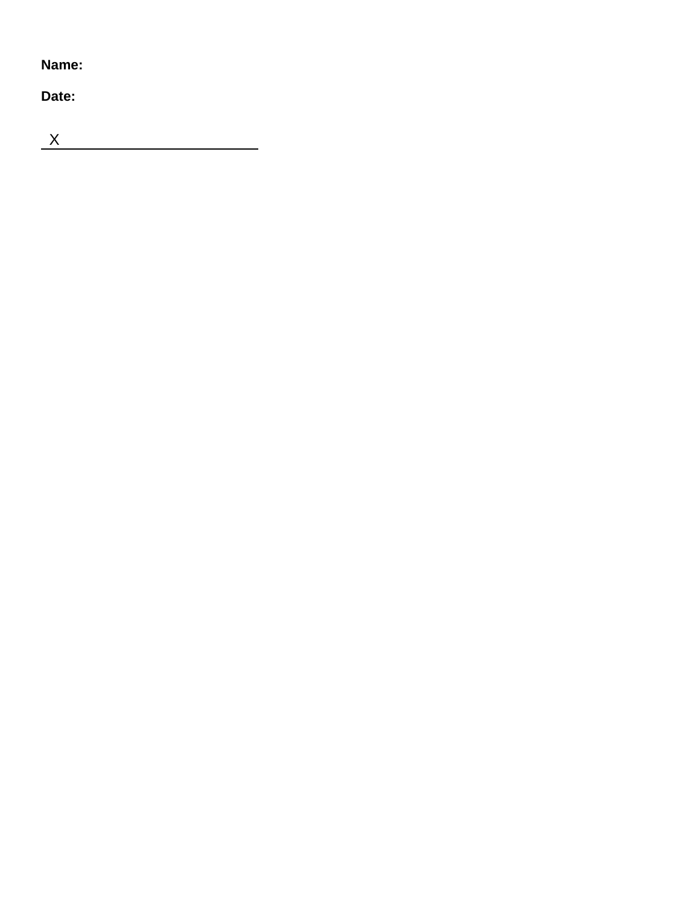**Name:**

**Date:**

X ______________________________